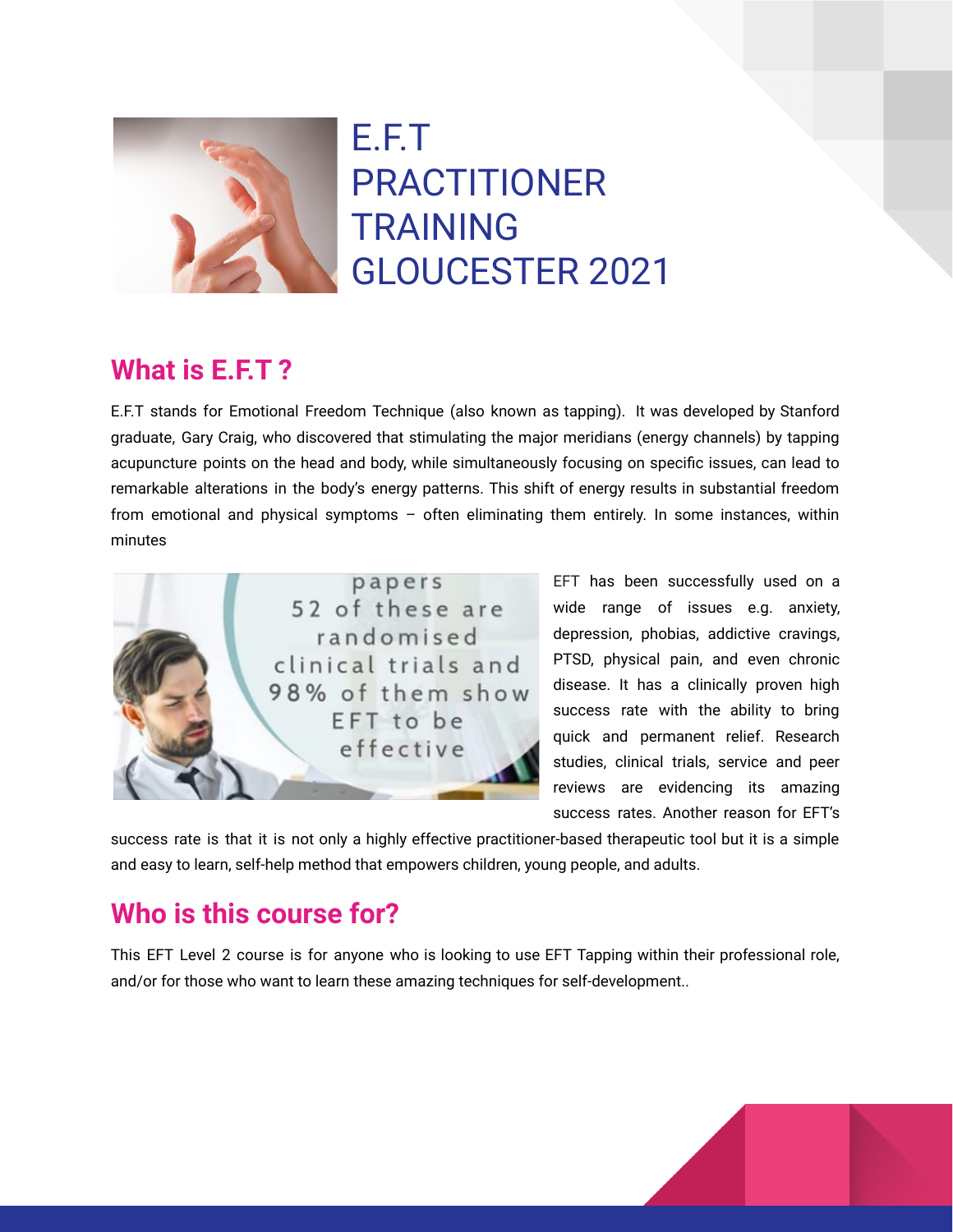# E.F.T PRACTITIONER TRAINING GLOUCESTER 2021

## What is E.F.T ?

E.F.T stands for Emotional Freedom Technique (also known as tapping). It was developed by Stanford graduate, Gary Craig, who discovered that stimulating the major meridians (energy channels) by tapping acupuncture points on the head and body, while simultaneously focusing on specific issues, can lead to remarkable alterations in the body's energy patterns. This shift of energy results in substantial freedom from emotional and physical symptoms – often eliminating them entirely. In some instances, within minutes

EFT has been successfully used on a wide range of issues e.g. anxiety, depression, phobias, addictive cravings, PTSD, physical pain, and even chronic disease. It has a clinically proven high success rate with the ability to bring quick and permanent relief. Research studies, clinical trials, service and peer reviews are evidencing its amazing success rates. Another reason for EFT's success rate is that it is not only a highly effective practitioner-based therapeutic tool but it is a simple and easy to learn, self-help method that empowers children, young people, and adults.

## Who is this course for?

This EFT Level 2 course is for anyone who is looking to use EFT Tapping within their professional role, and/or for those who want to learn these amazing techniques for self-development..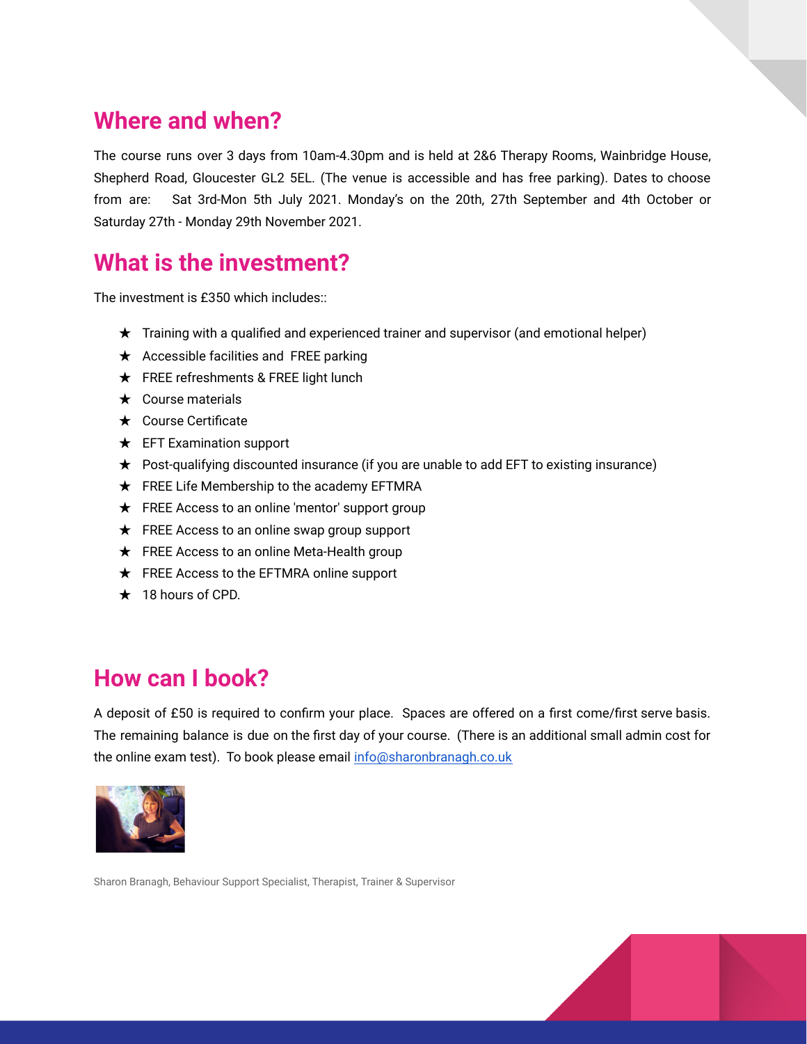## Where and when?

The course runs over 3 days from 10am-4.30pm and is held at 2&6 Therapy Rooms, Wainbridge House, Shepherd Road, Gloucester GL2 5EL. (The venue is accessible and has free parking). Dates to choose from are: Sat 3rd-Mon 5th July 2021. Monday's on the 20th, 27th September and 4th October or Saturday 27th - Monday 29th November 2021.

## What is the investment?

The investment is £350 which includes::

- ★ Training with a qualified and experienced trainer and supervisor (and emotional helper)
- ★ Accessible facilities and FREE parking
- ★ FREE refreshments & FREE light lunch
- ★ Course materials
- ★ Course Certificate
- ★ EFT Examination support
- ★ Post-qualifying discounted insurance (if you are unable to add EFT to existing insurance)
- ★ FREE Life Membership to the academy EFTMRA
- ★ FREE Access to an online 'mentor' support group
- ★ FREE Access to an online swap group support
- ★ FREE Access to an online Meta-Health group
- ★ FREE Access to the EFTMRA online support
- ★ 18 hours of CPD.

## How can I book?

A deposit of £50 is required to confirm your place. Spaces are offered on a first come/first serve basis. The remaining balance is due on the first day of your course. (There is an additional small admin cost for the online exam test). To book please email info@sharonbranagh.co.uk

Sharon Branagh, Behaviour Support Specialist, Therapist, Trainer & Supervisor